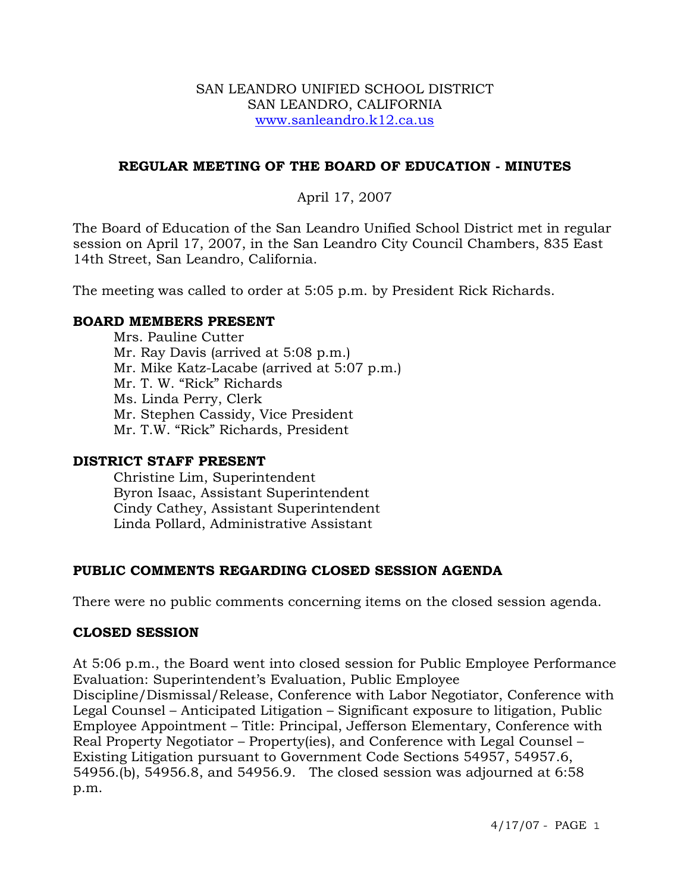SAN LEANDRO UNIFIED SCHOOL DISTRICT
SAN LEANDRO, CALIFORNIA
www.sanleandro.k12.ca.us

## REGULAR MEETING OF THE BOARD OF EDUCATION - MINUTES

April 17, 2007

The Board of Education of the San Leandro Unified School District met in regular session on April 17, 2007, in the San Leandro City Council Chambers, 835 East 14th Street, San Leandro, California.

The meeting was called to order at 5:05 p.m. by President Rick Richards.

### BOARD MEMBERS PRESENT

Mrs. Pauline Cutter
Mr. Ray Davis (arrived at 5:08 p.m.)
Mr. Mike Katz-Lacabe (arrived at 5:07 p.m.)
Mr. T. W. "Rick" Richards
Ms. Linda Perry, Clerk
Mr. Stephen Cassidy, Vice President
Mr. T.W. "Rick" Richards, President

### DISTRICT STAFF PRESENT

Christine Lim, Superintendent
Byron Isaac, Assistant Superintendent
Cindy Cathey, Assistant Superintendent
Linda Pollard, Administrative Assistant

### PUBLIC COMMENTS REGARDING CLOSED SESSION AGENDA

There were no public comments concerning items on the closed session agenda.

### CLOSED SESSION

At 5:06 p.m., the Board went into closed session for Public Employee Performance Evaluation: Superintendent's Evaluation, Public Employee Discipline/Dismissal/Release, Conference with Labor Negotiator, Conference with Legal Counsel – Anticipated Litigation – Significant exposure to litigation, Public Employee Appointment – Title: Principal, Jefferson Elementary, Conference with Real Property Negotiator – Property(ies), and Conference with Legal Counsel – Existing Litigation pursuant to Government Code Sections 54957, 54957.6, 54956.(b), 54956.8, and 54956.9. The closed session was adjourned at 6:58 p.m.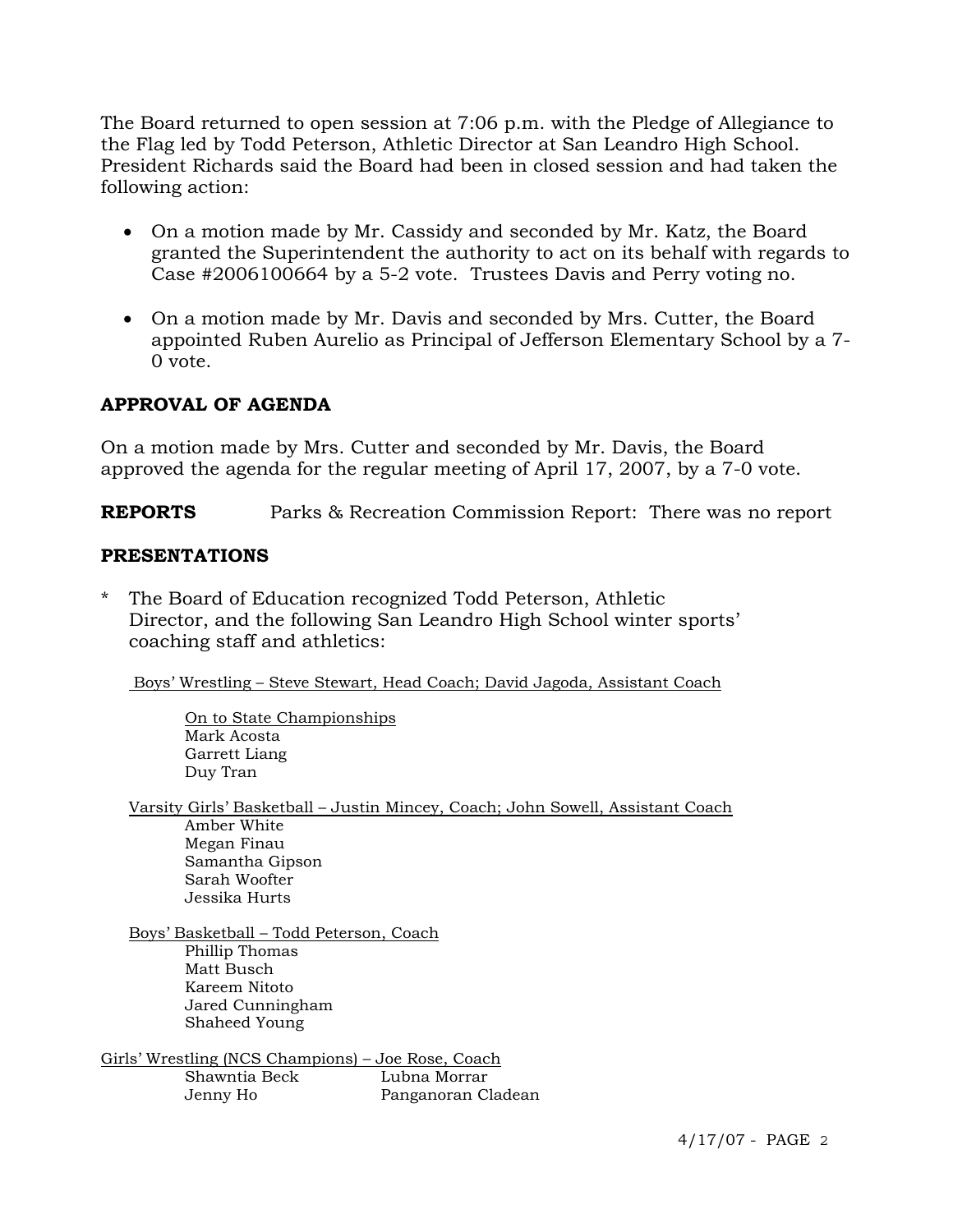The Board returned to open session at 7:06 p.m. with the Pledge of Allegiance to the Flag led by Todd Peterson, Athletic Director at San Leandro High School. President Richards said the Board had been in closed session and had taken the following action:

- On a motion made by Mr. Cassidy and seconded by Mr. Katz, the Board granted the Superintendent the authority to act on its behalf with regards to Case #2006100664 by a 5-2 vote. Trustees Davis and Perry voting no.
- On a motion made by Mr. Davis and seconded by Mrs. Cutter, the Board appointed Ruben Aurelio as Principal of Jefferson Elementary School by a 7-0 vote.

## APPROVAL OF AGENDA

On a motion made by Mrs. Cutter and seconded by Mr. Davis, the Board approved the agenda for the regular meeting of April 17, 2007, by a 7-0 vote.

**REPORTS** Parks & Recreation Commission Report: There was no report

## PRESENTATIONS

\* The Board of Education recognized Todd Peterson, Athletic Director, and the following San Leandro High School winter sports' coaching staff and athletics:

<u>Boys' Wrestling – Steve Stewart, Head Coach; David Jagoda, Assistant Coach</u>

<u>On to State Championships</u>
Mark Acosta
Garrett Liang
Duy Tran

<u>Varsity Girls' Basketball – Justin Mincey, Coach; John Sowell, Assistant Coach</u>
Amber White
Megan Finau
Samantha Gipson
Sarah Woofter
Jessika Hurts

<u>Boys' Basketball – Todd Peterson, Coach</u>
Phillip Thomas
Matt Busch
Kareem Nitoto
Jared Cunningham
Shaheed Young

<u>Girls' Wrestling (NCS Champions) – Joe Rose, Coach</u>
Shawntia Beck
Lubna Morrar
Jenny Ho
Panganoran Cladean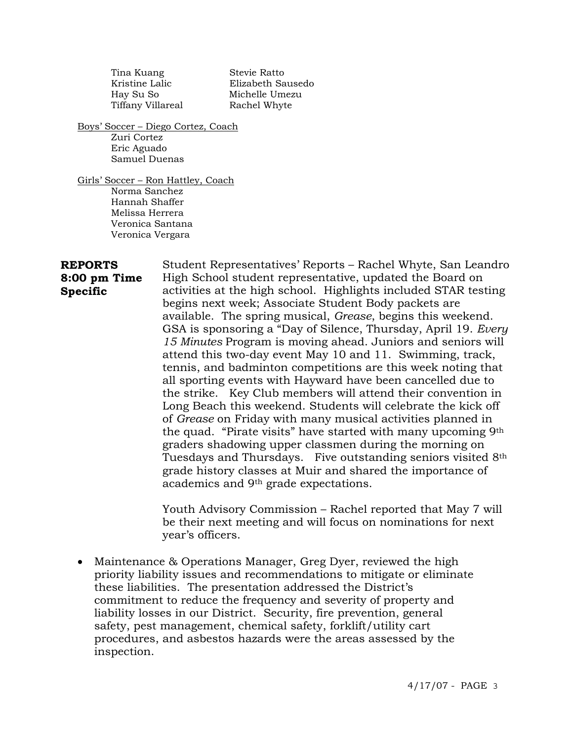Tina Kuang
Kristine Lalic
Hay Su So
Tiffany Villareal
Stevie Ratto
Elizabeth Sausedo
Michelle Umezu
Rachel Whyte

Boys' Soccer – Diego Cortez, Coach

Zuri Cortez
Eric Aguado
Samuel Duenas

Girls' Soccer – Ron Hattley, Coach

Norma Sanchez
Hannah Shaffer
Melissa Herrera
Veronica Santana
Veronica Vergara

**REPORTS 8:00 pm Time Specific**

Student Representatives' Reports – Rachel Whyte, San Leandro High School student representative, updated the Board on activities at the high school. Highlights included STAR testing begins next week; Associate Student Body packets are available. The spring musical, *Grease*, begins this weekend. GSA is sponsoring a "Day of Silence, Thursday, April 19. *Every 15 Minutes* Program is moving ahead. Juniors and seniors will attend this two-day event May 10 and 11. Swimming, track, tennis, and badminton competitions are this week noting that all sporting events with Hayward have been cancelled due to the strike. Key Club members will attend their convention in Long Beach this weekend. Students will celebrate the kick off of *Grease* on Friday with many musical activities planned in the quad. "Pirate visits" have started with many upcoming 9th graders shadowing upper classmen during the morning on Tuesdays and Thursdays. Five outstanding seniors visited 8th grade history classes at Muir and shared the importance of academics and 9th grade expectations.

Youth Advisory Commission – Rachel reported that May 7 will be their next meeting and will focus on nominations for next year's officers.

- Maintenance & Operations Manager, Greg Dyer, reviewed the high priority liability issues and recommendations to mitigate or eliminate these liabilities. The presentation addressed the District's commitment to reduce the frequency and severity of property and liability losses in our District. Security, fire prevention, general safety, pest management, chemical safety, forklift/utility cart procedures, and asbestos hazards were the areas assessed by the inspection.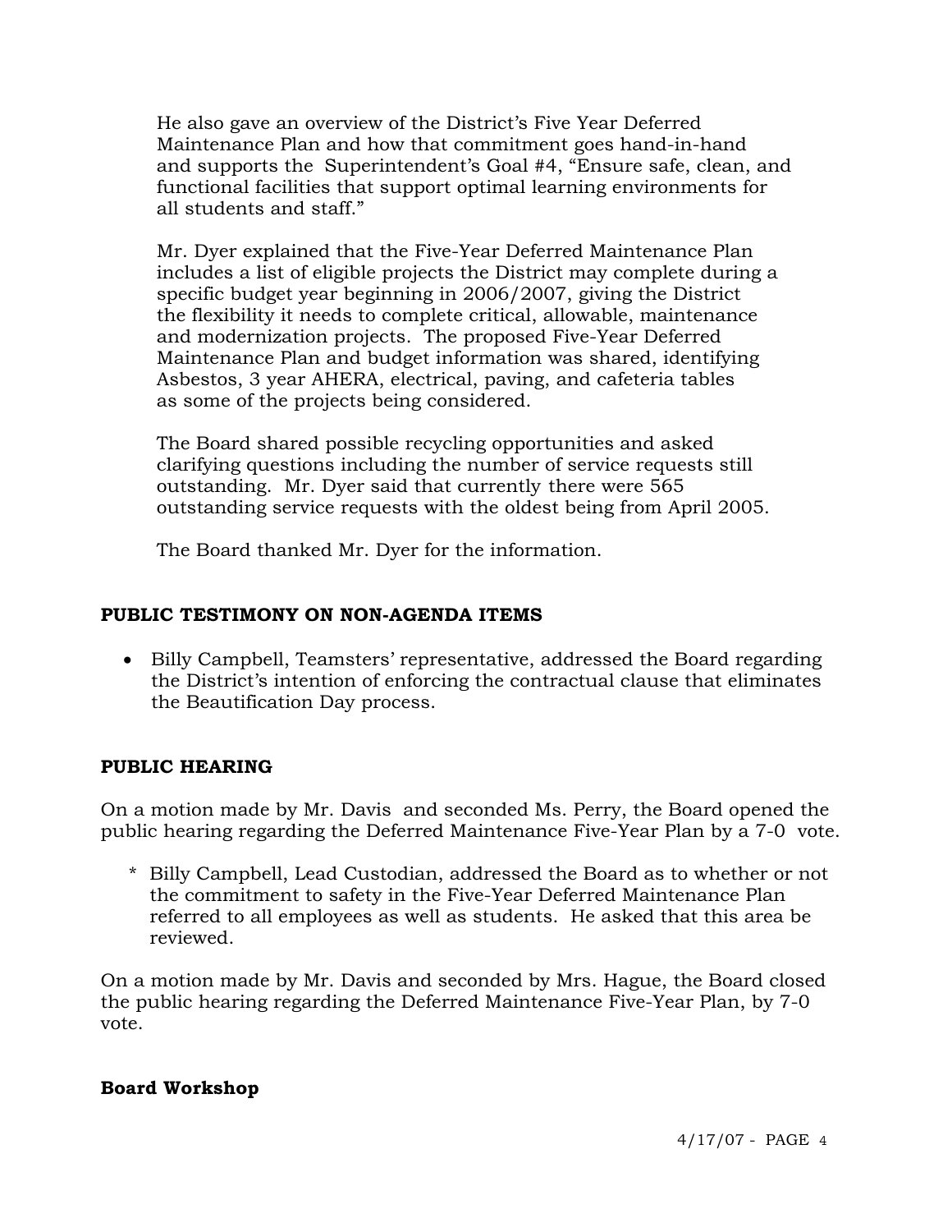He also gave an overview of the District's Five Year Deferred Maintenance Plan and how that commitment goes hand-in-hand and supports the Superintendent's Goal #4, "Ensure safe, clean, and functional facilities that support optimal learning environments for all students and staff."

Mr. Dyer explained that the Five-Year Deferred Maintenance Plan includes a list of eligible projects the District may complete during a specific budget year beginning in 2006/2007, giving the District the flexibility it needs to complete critical, allowable, maintenance and modernization projects. The proposed Five-Year Deferred Maintenance Plan and budget information was shared, identifying Asbestos, 3 year AHERA, electrical, paving, and cafeteria tables as some of the projects being considered.

The Board shared possible recycling opportunities and asked clarifying questions including the number of service requests still outstanding. Mr. Dyer said that currently there were 565 outstanding service requests with the oldest being from April 2005.

The Board thanked Mr. Dyer for the information.

**PUBLIC TESTIMONY ON NON-AGENDA ITEMS**

- Billy Campbell, Teamsters' representative, addressed the Board regarding the District's intention of enforcing the contractual clause that eliminates the Beautification Day process.

**PUBLIC HEARING**

On a motion made by Mr. Davis and seconded Ms. Perry, the Board opened the public hearing regarding the Deferred Maintenance Five-Year Plan by a 7-0 vote.

\* Billy Campbell, Lead Custodian, addressed the Board as to whether or not the commitment to safety in the Five-Year Deferred Maintenance Plan referred to all employees as well as students. He asked that this area be reviewed.

On a motion made by Mr. Davis and seconded by Mrs. Hague, the Board closed the public hearing regarding the Deferred Maintenance Five-Year Plan, by 7-0 vote.

**Board Workshop**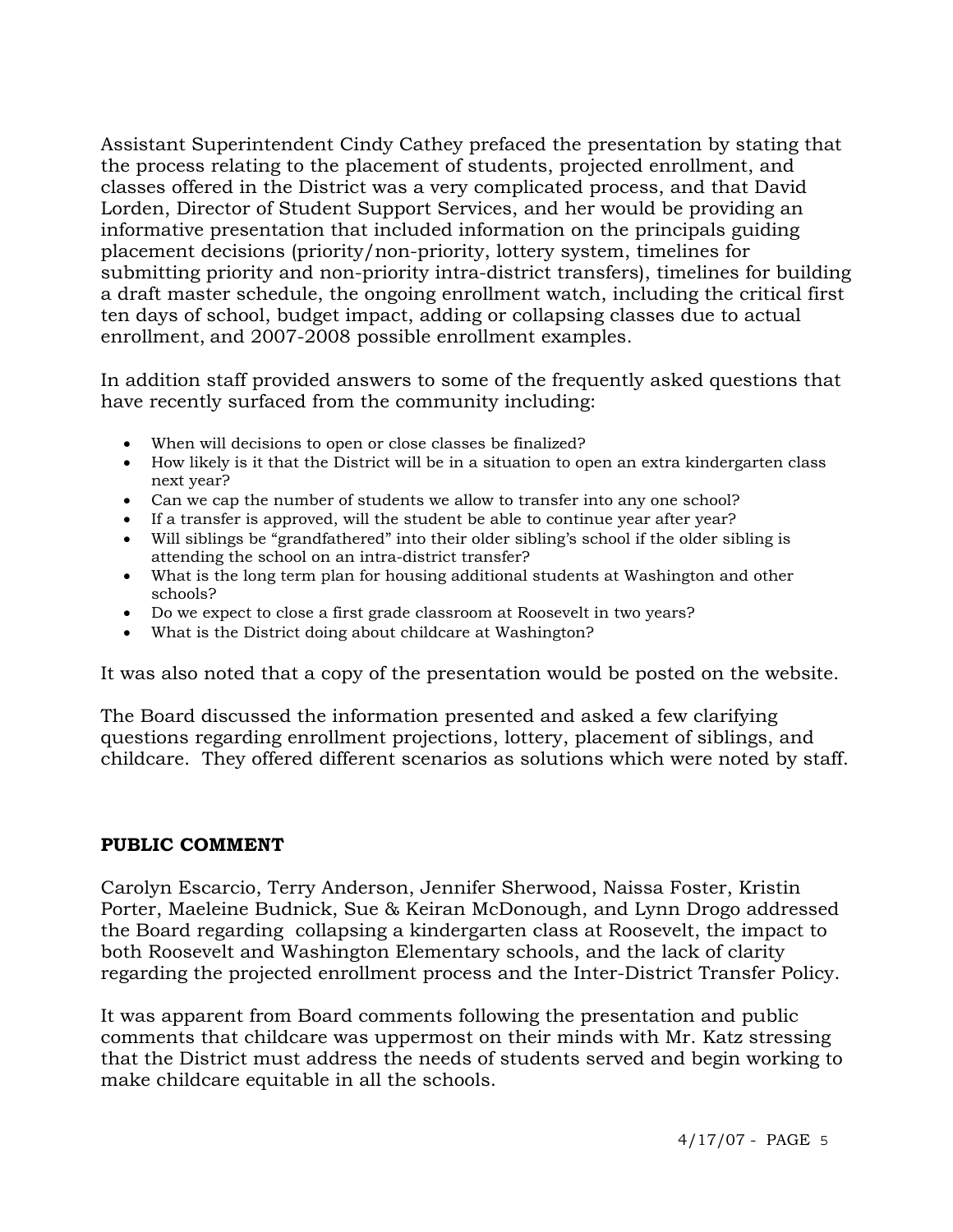Assistant Superintendent Cindy Cathey prefaced the presentation by stating that the process relating to the placement of students, projected enrollment, and classes offered in the District was a very complicated process, and that David Lorden, Director of Student Support Services, and her would be providing an informative presentation that included information on the principals guiding placement decisions (priority/non-priority, lottery system, timelines for submitting priority and non-priority intra-district transfers), timelines for building a draft master schedule, the ongoing enrollment watch, including the critical first ten days of school, budget impact, adding or collapsing classes due to actual enrollment, and 2007-2008 possible enrollment examples.

In addition staff provided answers to some of the frequently asked questions that have recently surfaced from the community including:

- When will decisions to open or close classes be finalized?
- How likely is it that the District will be in a situation to open an extra kindergarten class next year?
- Can we cap the number of students we allow to transfer into any one school?
- If a transfer is approved, will the student be able to continue year after year?
- Will siblings be "grandfathered" into their older sibling's school if the older sibling is attending the school on an intra-district transfer?
- What is the long term plan for housing additional students at Washington and other schools?
- Do we expect to close a first grade classroom at Roosevelt in two years?
- What is the District doing about childcare at Washington?

It was also noted that a copy of the presentation would be posted on the website.

The Board discussed the information presented and asked a few clarifying questions regarding enrollment projections, lottery, placement of siblings, and childcare. They offered different scenarios as solutions which were noted by staff.

**PUBLIC COMMENT**

Carolyn Escarcio, Terry Anderson, Jennifer Sherwood, Naissa Foster, Kristin Porter, Maeleine Budnick, Sue & Keiran McDonough, and Lynn Drogo addressed the Board regarding collapsing a kindergarten class at Roosevelt, the impact to both Roosevelt and Washington Elementary schools, and the lack of clarity regarding the projected enrollment process and the Inter-District Transfer Policy.

It was apparent from Board comments following the presentation and public comments that childcare was uppermost on their minds with Mr. Katz stressing that the District must address the needs of students served and begin working to make childcare equitable in all the schools.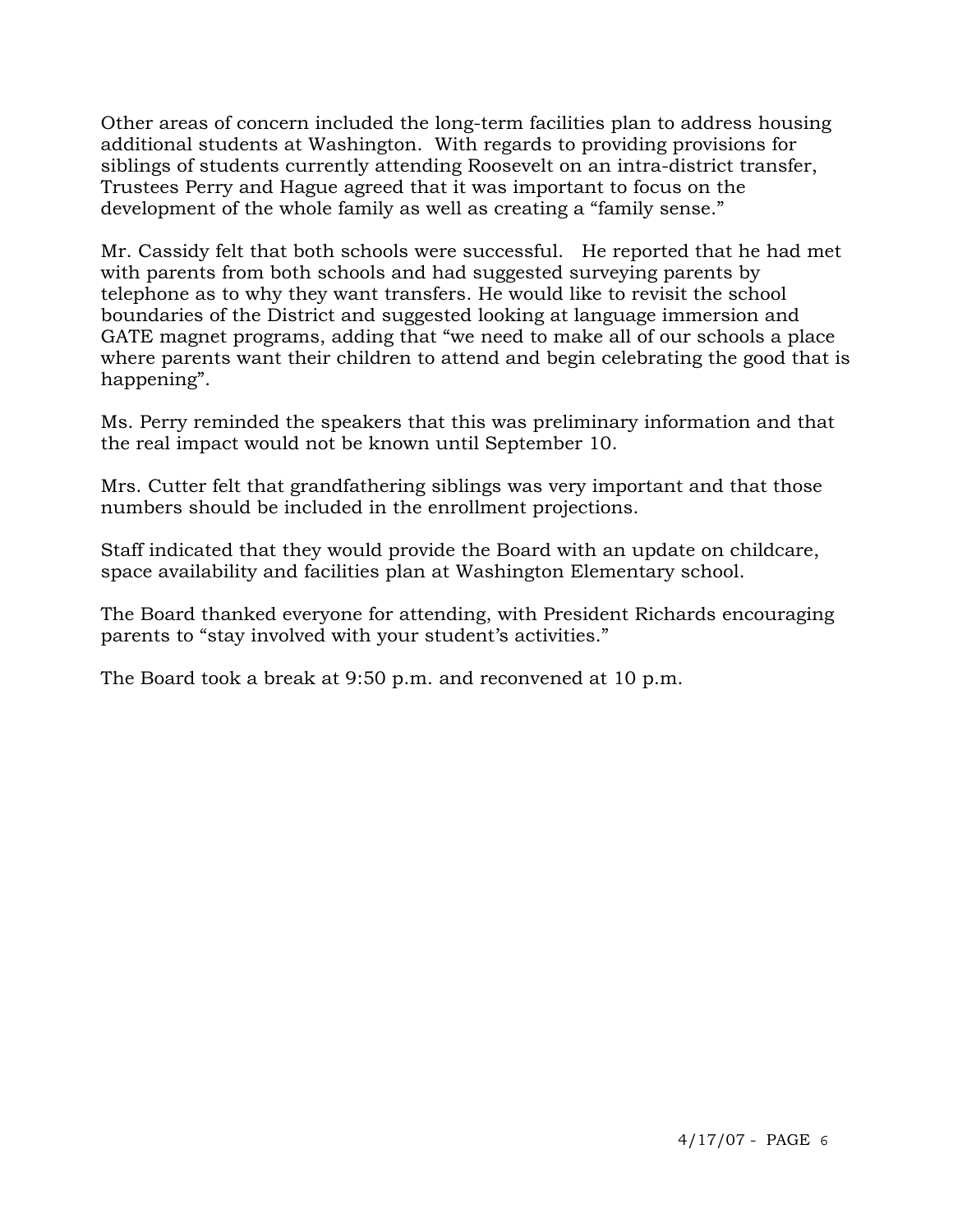Other areas of concern included the long-term facilities plan to address housing additional students at Washington. With regards to providing provisions for siblings of students currently attending Roosevelt on an intra-district transfer, Trustees Perry and Hague agreed that it was important to focus on the development of the whole family as well as creating a "family sense."

Mr. Cassidy felt that both schools were successful. He reported that he had met with parents from both schools and had suggested surveying parents by telephone as to why they want transfers. He would like to revisit the school boundaries of the District and suggested looking at language immersion and GATE magnet programs, adding that "we need to make all of our schools a place where parents want their children to attend and begin celebrating the good that is happening".

Ms. Perry reminded the speakers that this was preliminary information and that the real impact would not be known until September 10.

Mrs. Cutter felt that grandfathering siblings was very important and that those numbers should be included in the enrollment projections.

Staff indicated that they would provide the Board with an update on childcare, space availability and facilities plan at Washington Elementary school.

The Board thanked everyone for attending, with President Richards encouraging parents to "stay involved with your student's activities."

The Board took a break at 9:50 p.m. and reconvened at 10 p.m.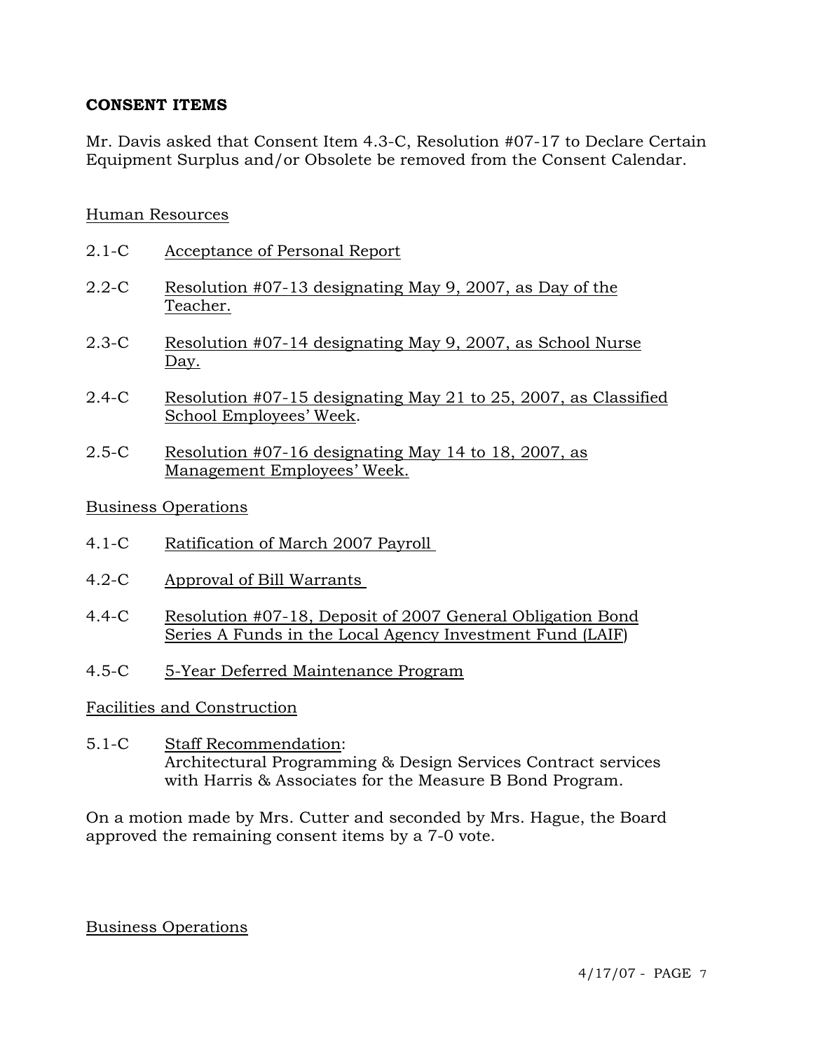**CONSENT ITEMS**

Mr. Davis asked that Consent Item 4.3-C, Resolution #07-17 to Declare Certain Equipment Surplus and/or Obsolete be removed from the Consent Calendar.

<u>Human Resources</u>

2.1-C <u>Acceptance of Personal Report</u>

2.2-C <u>Resolution #07-13 designating May 9, 2007, as Day of the Teacher.</u>

2.3-C <u>Resolution #07-14 designating May 9, 2007, as School Nurse Day.</u>

2.4-C <u>Resolution #07-15 designating May 21 to 25, 2007, as Classified School Employees' Week</u>.

2.5-C <u>Resolution #07-16 designating May 14 to 18, 2007, as Management Employees' Week.</u>

<u>Business Operations</u>

4.1-C <u>Ratification of March 2007 Payroll</u>

4.2-C <u>Approval of Bill Warrants</u>

4.4-C <u>Resolution #07-18, Deposit of 2007 General Obligation Bond Series A Funds in the Local Agency Investment Fund (LAIF)</u>

4.5-C <u>5-Year Deferred Maintenance Program</u>

<u>Facilities and Construction</u>

5.1-C <u>Staff Recommendation</u>:
Architectural Programming & Design Services Contract services with Harris & Associates for the Measure B Bond Program.

On a motion made by Mrs. Cutter and seconded by Mrs. Hague, the Board approved the remaining consent items by a 7-0 vote.

<u>Business Operations</u>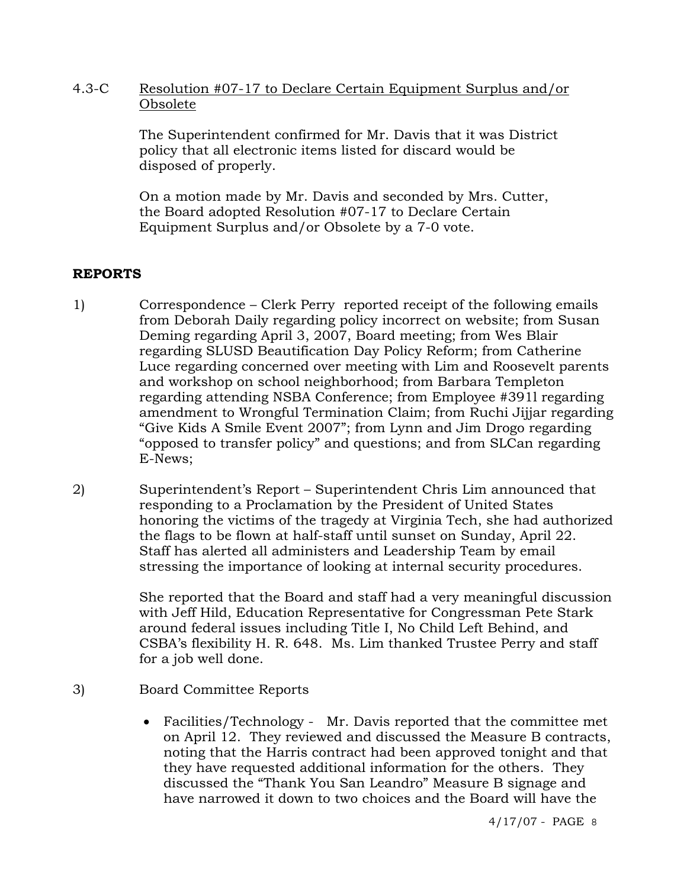4.3-C Resolution #07-17 to Declare Certain Equipment Surplus and/or Obsolete

The Superintendent confirmed for Mr. Davis that it was District policy that all electronic items listed for discard would be disposed of properly.

On a motion made by Mr. Davis and seconded by Mrs. Cutter, the Board adopted Resolution #07-17 to Declare Certain Equipment Surplus and/or Obsolete by a 7-0 vote.

**REPORTS**

1) Correspondence – Clerk Perry reported receipt of the following emails from Deborah Daily regarding policy incorrect on website; from Susan Deming regarding April 3, 2007, Board meeting; from Wes Blair regarding SLUSD Beautification Day Policy Reform; from Catherine Luce regarding concerned over meeting with Lim and Roosevelt parents and workshop on school neighborhood; from Barbara Templeton regarding attending NSBA Conference; from Employee #391l regarding amendment to Wrongful Termination Claim; from Ruchi Jijjar regarding "Give Kids A Smile Event 2007"; from Lynn and Jim Drogo regarding "opposed to transfer policy" and questions; and from SLCan regarding E-News;

2) Superintendent's Report – Superintendent Chris Lim announced that responding to a Proclamation by the President of United States honoring the victims of the tragedy at Virginia Tech, she had authorized the flags to be flown at half-staff until sunset on Sunday, April 22. Staff has alerted all administers and Leadership Team by email stressing the importance of looking at internal security procedures.

   She reported that the Board and staff had a very meaningful discussion with Jeff Hild, Education Representative for Congressman Pete Stark around federal issues including Title I, No Child Left Behind, and CSBA's flexibility H. R. 648. Ms. Lim thanked Trustee Perry and staff for a job well done.

3) Board Committee Reports

   - Facilities/Technology - Mr. Davis reported that the committee met on April 12. They reviewed and discussed the Measure B contracts, noting that the Harris contract had been approved tonight and that they have requested additional information for the others. They discussed the "Thank You San Leandro" Measure B signage and have narrowed it down to two choices and the Board will have the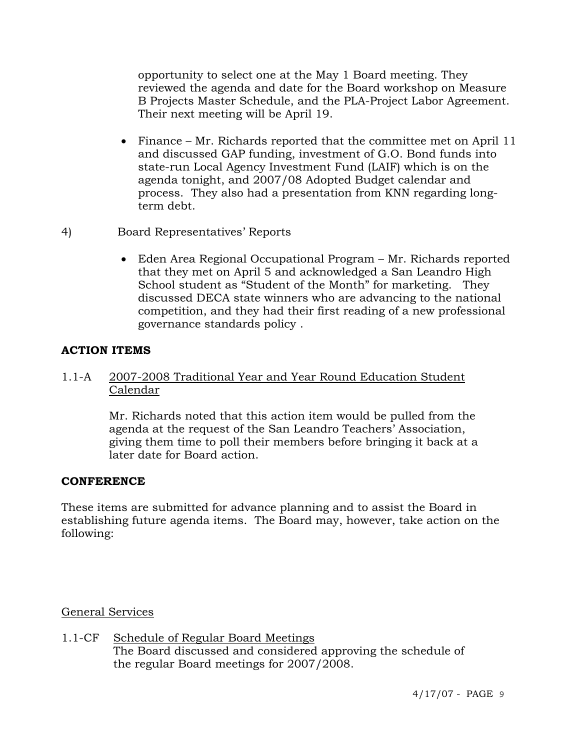opportunity to select one at the May 1 Board meeting. They reviewed the agenda and date for the Board workshop on Measure B Projects Master Schedule, and the PLA-Project Labor Agreement. Their next meeting will be April 19.

- Finance – Mr. Richards reported that the committee met on April 11 and discussed GAP funding, investment of G.O. Bond funds into state-run Local Agency Investment Fund (LAIF) which is on the agenda tonight, and 2007/08 Adopted Budget calendar and process. They also had a presentation from KNN regarding long-term debt.

4) Board Representatives' Reports

- Eden Area Regional Occupational Program – Mr. Richards reported that they met on April 5 and acknowledged a San Leandro High School student as "Student of the Month" for marketing. They discussed DECA state winners who are advancing to the national competition, and they had their first reading of a new professional governance standards policy .

**ACTION ITEMS**

1.1-A <u>2007-2008 Traditional Year and Year Round Education Student Calendar</u>

Mr. Richards noted that this action item would be pulled from the agenda at the request of the San Leandro Teachers' Association, giving them time to poll their members before bringing it back at a later date for Board action.

**CONFERENCE**

These items are submitted for advance planning and to assist the Board in establishing future agenda items. The Board may, however, take action on the following:

<u>General Services</u>

1.1-CF <u>Schedule of Regular Board Meetings</u>
The Board discussed and considered approving the schedule of the regular Board meetings for 2007/2008.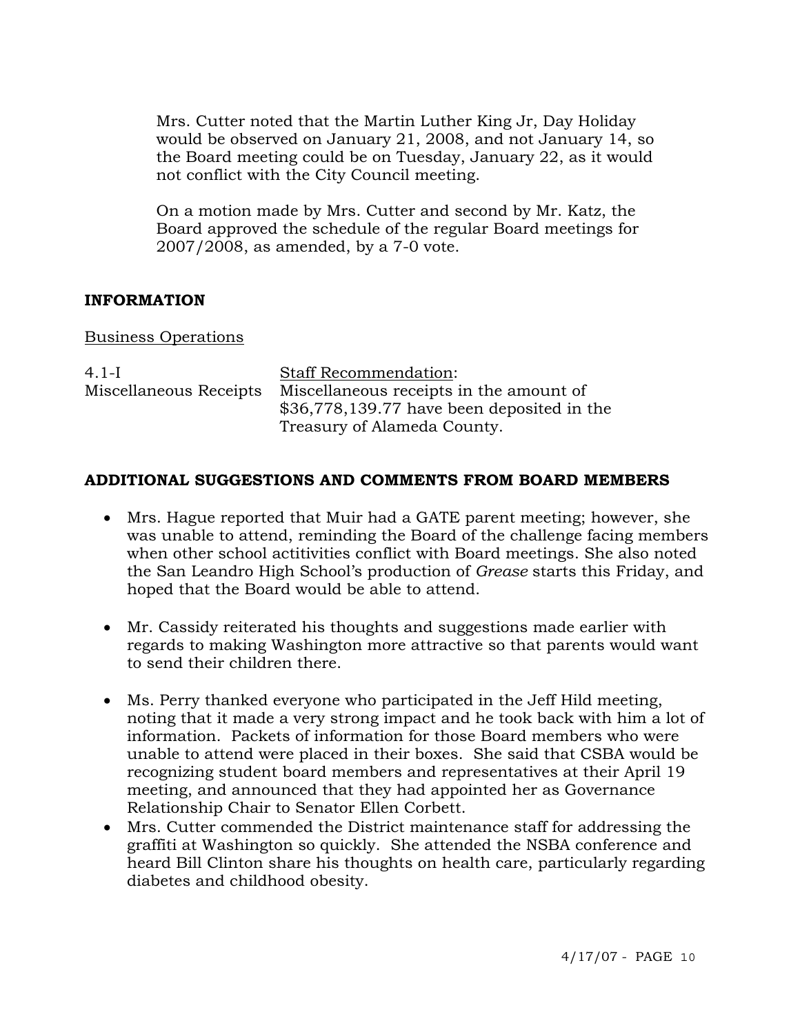Mrs. Cutter noted that the Martin Luther King Jr, Day Holiday would be observed on January 21, 2008, and not January 14, so the Board meeting could be on Tuesday, January 22, as it would not conflict with the City Council meeting.

On a motion made by Mrs. Cutter and second by Mr. Katz, the Board approved the schedule of the regular Board meetings for 2007/2008, as amended, by a 7-0 vote.

## INFORMATION

Business Operations

4.1-I Miscellaneous Receipts

Staff Recommendation:
Miscellaneous receipts in the amount of $36,778,139.77 have been deposited in the Treasury of Alameda County.

## ADDITIONAL SUGGESTIONS AND COMMENTS FROM BOARD MEMBERS

- Mrs. Hague reported that Muir had a GATE parent meeting; however, she was unable to attend, reminding the Board of the challenge facing members when other school actitivities conflict with Board meetings. She also noted the San Leandro High School's production of *Grease* starts this Friday, and hoped that the Board would be able to attend.

- Mr. Cassidy reiterated his thoughts and suggestions made earlier with regards to making Washington more attractive so that parents would want to send their children there.

- Ms. Perry thanked everyone who participated in the Jeff Hild meeting, noting that it made a very strong impact and he took back with him a lot of information. Packets of information for those Board members who were unable to attend were placed in their boxes. She said that CSBA would be recognizing student board members and representatives at their April 19 meeting, and announced that they had appointed her as Governance Relationship Chair to Senator Ellen Corbett.
- Mrs. Cutter commended the District maintenance staff for addressing the graffiti at Washington so quickly. She attended the NSBA conference and heard Bill Clinton share his thoughts on health care, particularly regarding diabetes and childhood obesity.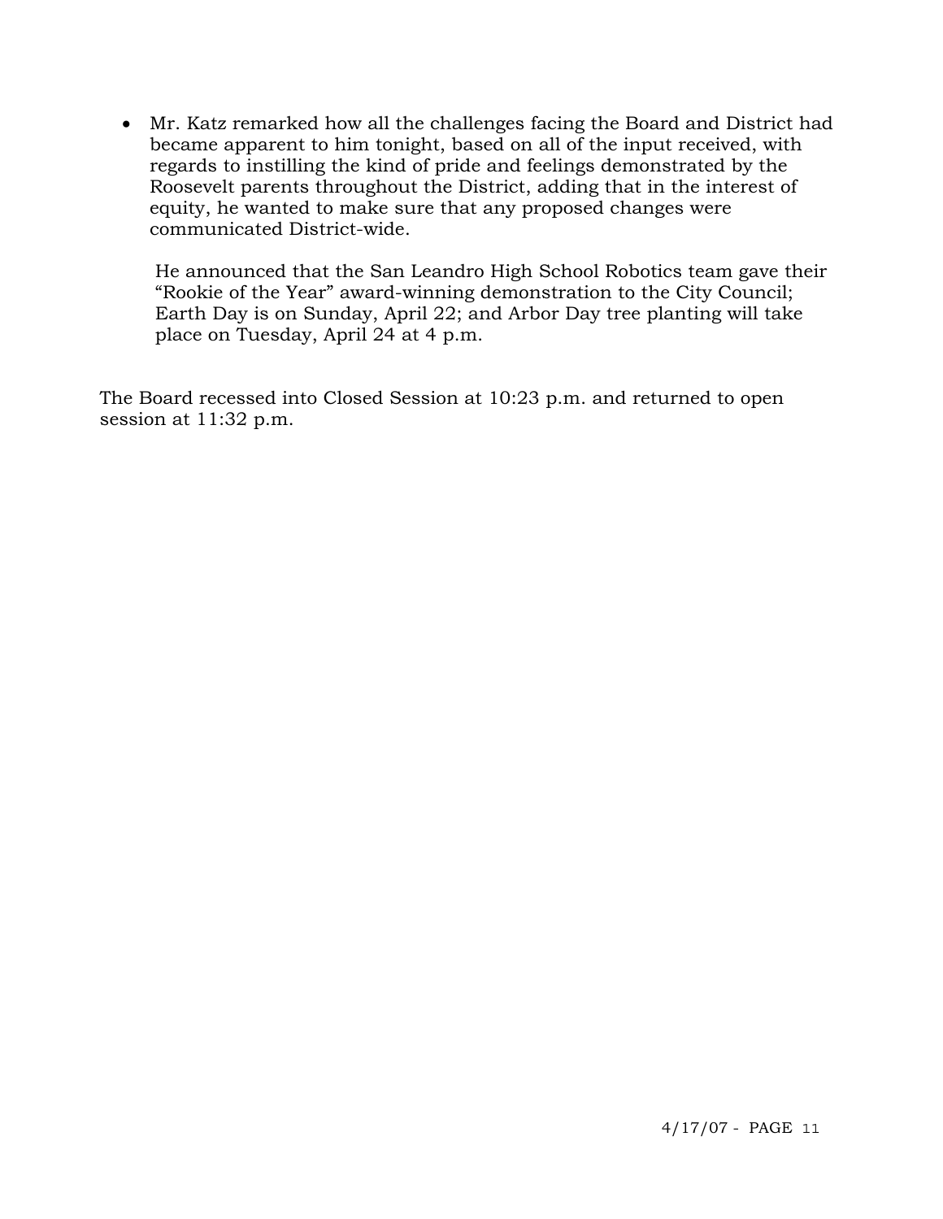- Mr. Katz remarked how all the challenges facing the Board and District had became apparent to him tonight, based on all of the input received, with regards to instilling the kind of pride and feelings demonstrated by the Roosevelt parents throughout the District, adding that in the interest of equity, he wanted to make sure that any proposed changes were communicated District-wide.

  He announced that the San Leandro High School Robotics team gave their "Rookie of the Year" award-winning demonstration to the City Council; Earth Day is on Sunday, April 22; and Arbor Day tree planting will take place on Tuesday, April 24 at 4 p.m.

The Board recessed into Closed Session at 10:23 p.m. and returned to open session at 11:32 p.m.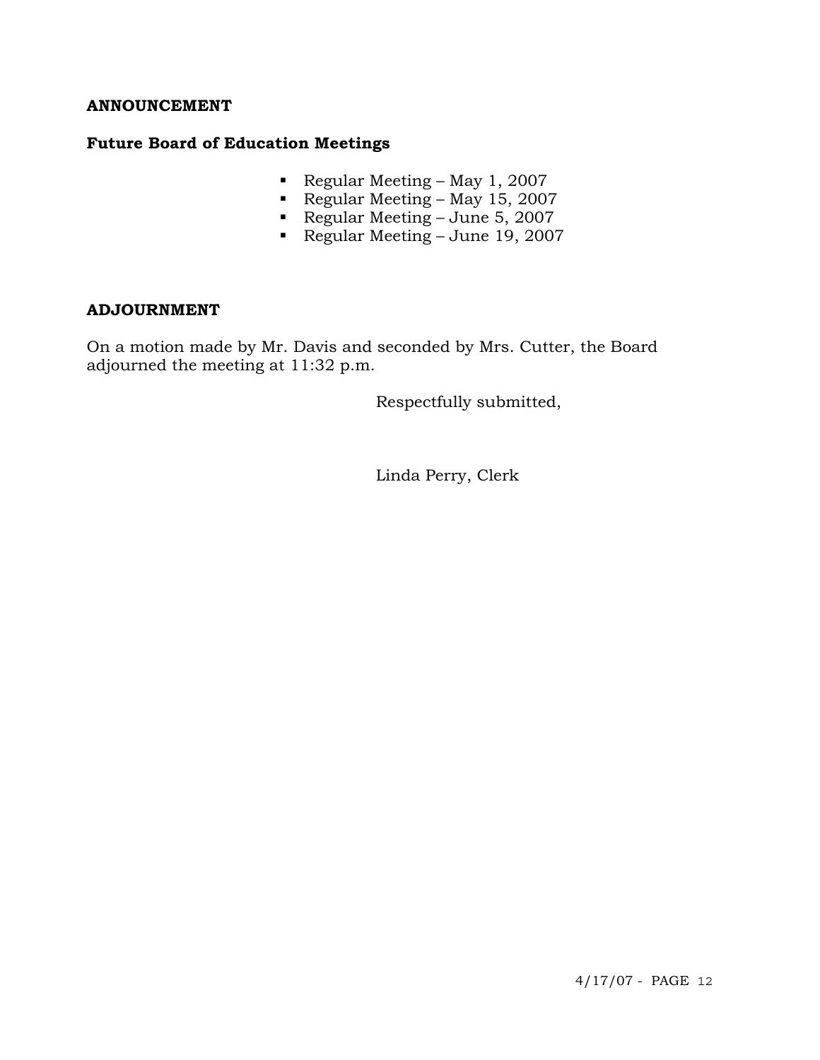## ANNOUNCEMENT

### Future Board of Education Meetings

- Regular Meeting – May 1, 2007
- Regular Meeting – May 15, 2007
- Regular Meeting – June 5, 2007
- Regular Meeting – June 19, 2007

## ADJOURNMENT

On a motion made by Mr. Davis and seconded by Mrs. Cutter, the Board adjourned the meeting at 11:32 p.m.

Respectfully submitted,

Linda Perry, Clerk